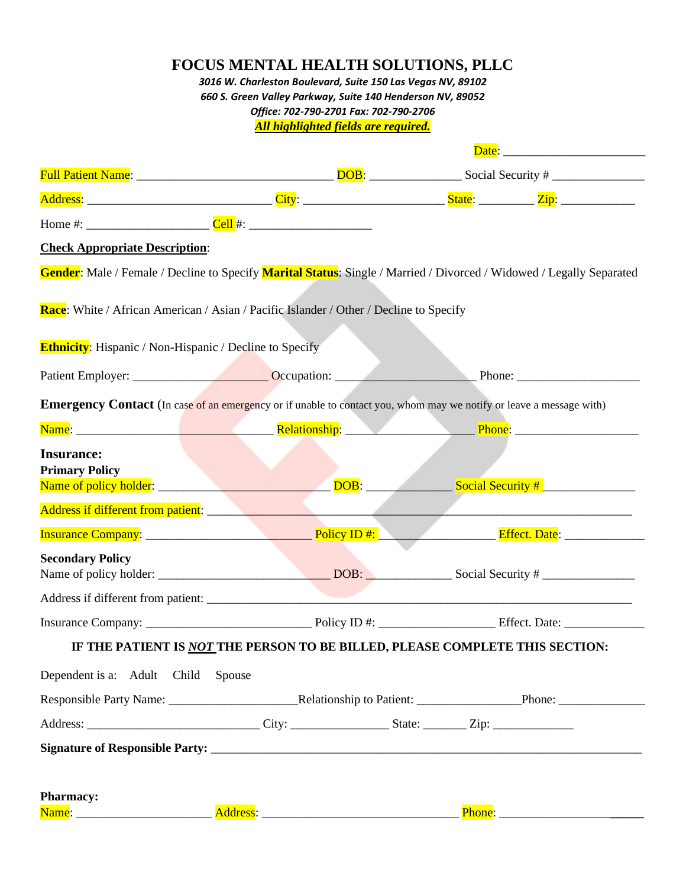# FOCUS MENTAL HEALTH SOLUTIONS, PLLC

*3016 W. Charleston Boulevard, Suite 150 Las Vegas NV, 89102*
*660 S. Green Valley Parkway, Suite 140 Henderson NV, 89052*
*Office: 702-790-2701 Fax: 702-790-2706*
***All highlighted fields are required.***

Date: ______________________

Full Patient Name: ______________________________ DOB: ______________ Social Security # ______________

Address: ____________________________ City: _____________________ State: ________ Zip: ___________

Home #: __________________ Cell #: __________________

**Check Appropriate Description**:

**Gender**: Male / Female / Decline to Specify **Marital Status**: Single / Married / Divorced / Widowed / Legally Separated

**Race**: White / African American / Asian / Pacific Islander / Other / Decline to Specify

**Ethnicity**: Hispanic / Non-Hispanic / Decline to Specify

Patient Employer: _____________________ Occupation: _____________________ Phone: ___________________

**Emergency Contact** (In case of an emergency or if unable to contact you, whom may we notify or leave a message with)

Name: ______________________________ Relationship: ____________________ Phone: ___________________

**Insurance:**

**Primary Policy**

Name of policy holder: ___________________________ DOB: _____________ Social Security # ______________

Address if different from patient: ____________________________________________________________________

Insurance Company: __________________________ Policy ID #: __________________ Effect. Date: ____________

**Secondary Policy**

Name of policy holder: ___________________________ DOB: _____________ Social Security # ______________

Address if different from patient: ____________________________________________________________________

Insurance Company: __________________________ Policy ID #: __________________ Effect. Date: ____________

**IF THE PATIENT IS *NOT* THE PERSON TO BE BILLED, PLEASE COMPLETE THIS SECTION:**

Dependent is a: Adult Child Spouse

Responsible Party Name: ____________________Relationship to Patient: _______________Phone: _____________

Address: ___________________________ City: _______________ State: _______ Zip: _____________

**Signature of Responsible Party:** _____________________________________________________________________

**Pharmacy:**

Name: _____________________ Address: ______________________________ Phone: ______________________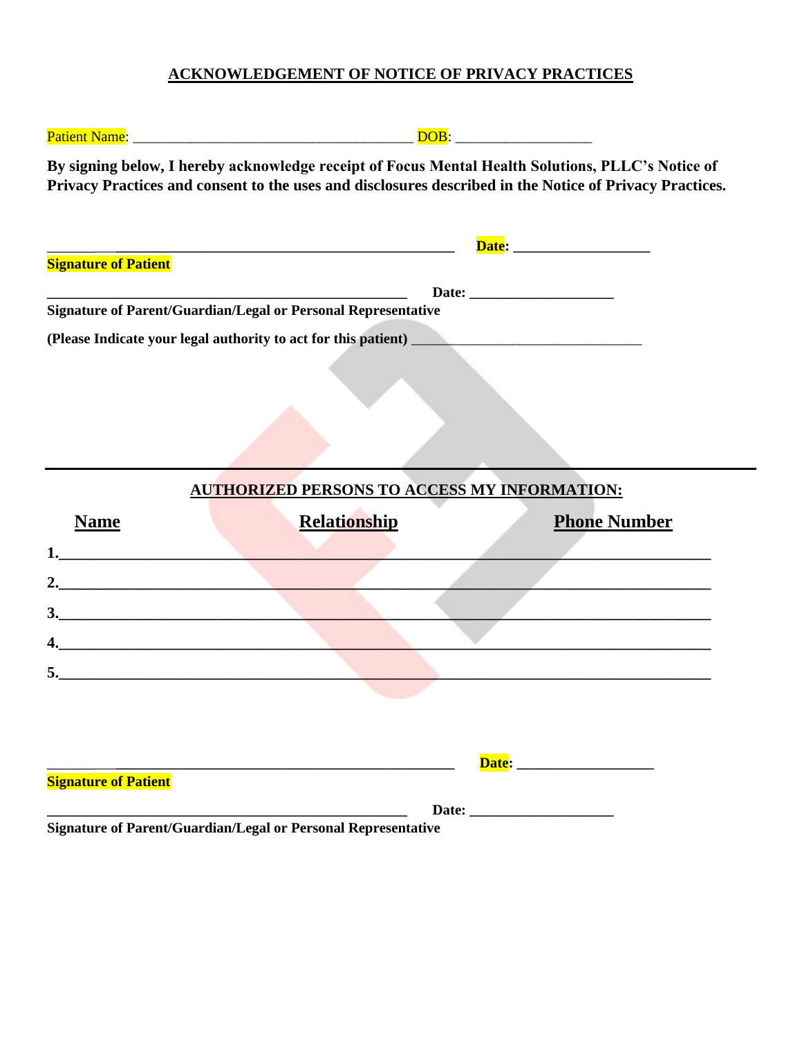## ACKNOWLEDGEMENT OF NOTICE OF PRIVACY PRACTICES

Patient Name: ______________________________________ DOB: __________________

**By signing below, I hereby acknowledge receipt of Focus Mental Health Solutions, PLLC's Notice of Privacy Practices and consent to the uses and disclosures described in the Notice of Privacy Practices.**

_______________________________________________________ **Date:** __________________

**Signature of Patient**

_________________________________________________ **Date:** ___________________

**Signature of Parent/Guardian/Legal or Personal Representative**

**(Please Indicate your legal authority to act for this patient)** _______________________________

---

**AUTHORIZED PERSONS TO ACCESS MY INFORMATION:**

| Name | Relationship | Phone Number |
|---|---|---|
| 1. | | |
| 2. | | |
| 3. | | |
| 4. | | |
| 5. | | |

_______________________________________________________ **Date:** __________________

**Signature of Patient**

_________________________________________________ **Date:** ___________________

**Signature of Parent/Guardian/Legal or Personal Representative**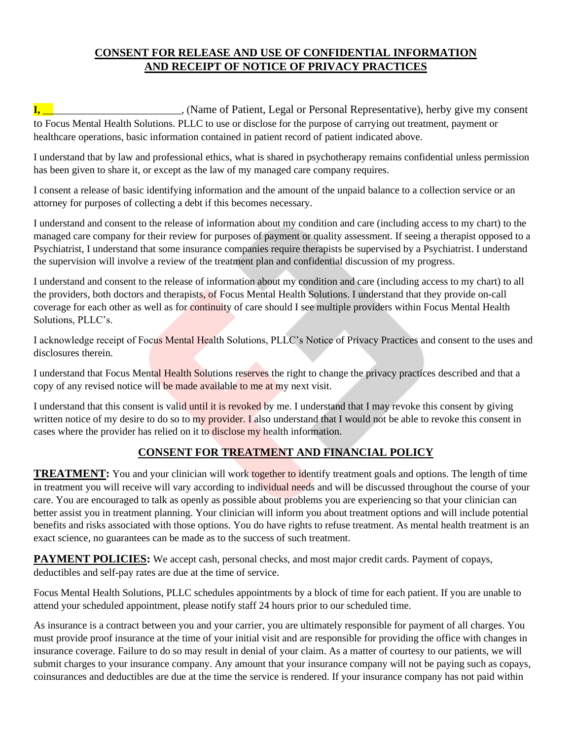## CONSENT FOR RELEASE AND USE OF CONFIDENTIAL INFORMATION AND RECEIPT OF NOTICE OF PRIVACY PRACTICES

**I, __**_________________________, (Name of Patient, Legal or Personal Representative), herby give my consent to Focus Mental Health Solutions. PLLC to use or disclose for the purpose of carrying out treatment, payment or healthcare operations, basic information contained in patient record of patient indicated above.

I understand that by law and professional ethics, what is shared in psychotherapy remains confidential unless permission has been given to share it, or except as the law of my managed care company requires.

I consent a release of basic identifying information and the amount of the unpaid balance to a collection service or an attorney for purposes of collecting a debt if this becomes necessary.

I understand and consent to the release of information about my condition and care (including access to my chart) to the managed care company for their review for purposes of payment or quality assessment. If seeing a therapist opposed to a Psychiatrist, I understand that some insurance companies require therapists be supervised by a Psychiatrist. I understand the supervision will involve a review of the treatment plan and confidential discussion of my progress.

I understand and consent to the release of information about my condition and care (including access to my chart) to all the providers, both doctors and therapists, of Focus Mental Health Solutions. I understand that they provide on-call coverage for each other as well as for continuity of care should I see multiple providers within Focus Mental Health Solutions, PLLC's.

I acknowledge receipt of Focus Mental Health Solutions, PLLC's Notice of Privacy Practices and consent to the uses and disclosures therein.

I understand that Focus Mental Health Solutions reserves the right to change the privacy practices described and that a copy of any revised notice will be made available to me at my next visit.

I understand that this consent is valid until it is revoked by me. I understand that I may revoke this consent by giving written notice of my desire to do so to my provider. I also understand that I would not be able to revoke this consent in cases where the provider has relied on it to disclose my health information.

## CONSENT FOR TREATMENT AND FINANCIAL POLICY

**TREATMENT:** You and your clinician will work together to identify treatment goals and options. The length of time in treatment you will receive will vary according to individual needs and will be discussed throughout the course of your care. You are encouraged to talk as openly as possible about problems you are experiencing so that your clinician can better assist you in treatment planning. Your clinician will inform you about treatment options and will include potential benefits and risks associated with those options. You do have rights to refuse treatment. As mental health treatment is an exact science, no guarantees can be made as to the success of such treatment.

**PAYMENT POLICIES:** We accept cash, personal checks, and most major credit cards. Payment of copays, deductibles and self-pay rates are due at the time of service.

Focus Mental Health Solutions, PLLC schedules appointments by a block of time for each patient. If you are unable to attend your scheduled appointment, please notify staff 24 hours prior to our scheduled time.

As insurance is a contract between you and your carrier, you are ultimately responsible for payment of all charges. You must provide proof insurance at the time of your initial visit and are responsible for providing the office with changes in insurance coverage. Failure to do so may result in denial of your claim. As a matter of courtesy to our patients, we will submit charges to your insurance company. Any amount that your insurance company will not be paying such as copays, coinsurances and deductibles are due at the time the service is rendered. If your insurance company has not paid within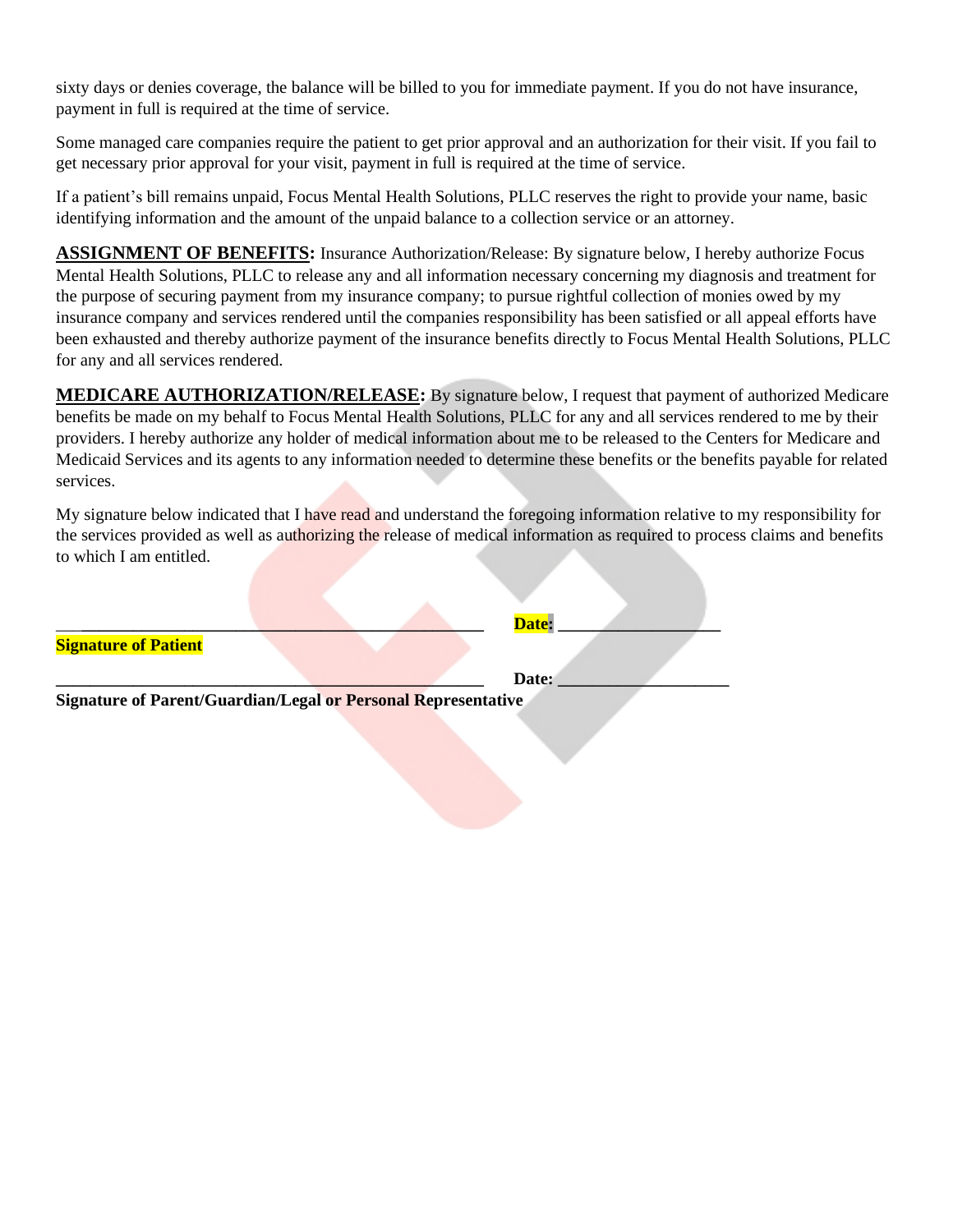sixty days or denies coverage, the balance will be billed to you for immediate payment. If you do not have insurance, payment in full is required at the time of service.

Some managed care companies require the patient to get prior approval and an authorization for their visit. If you fail to get necessary prior approval for your visit, payment in full is required at the time of service.

If a patient's bill remains unpaid, Focus Mental Health Solutions, PLLC reserves the right to provide your name, basic identifying information and the amount of the unpaid balance to a collection service or an attorney.

**ASSIGNMENT OF BENEFITS:** Insurance Authorization/Release: By signature below, I hereby authorize Focus Mental Health Solutions, PLLC to release any and all information necessary concerning my diagnosis and treatment for the purpose of securing payment from my insurance company; to pursue rightful collection of monies owed by my insurance company and services rendered until the companies responsibility has been satisfied or all appeal efforts have been exhausted and thereby authorize payment of the insurance benefits directly to Focus Mental Health Solutions, PLLC for any and all services rendered.

**MEDICARE AUTHORIZATION/RELEASE:** By signature below, I request that payment of authorized Medicare benefits be made on my behalf to Focus Mental Health Solutions, PLLC for any and all services rendered to me by their providers. I hereby authorize any holder of medical information about me to be released to the Centers for Medicare and Medicaid Services and its agents to any information needed to determine these benefits or the benefits payable for related services.

My signature below indicated that I have read and understand the foregoing information relative to my responsibility for the services provided as well as authorizing the release of medical information as required to process claims and benefits to which I am entitled.

_______________________________________________ **Date:** __________________

**Signature of Patient**

_______________________________________________ **Date:** ____________________

**Signature of Parent/Guardian/Legal or Personal Representative**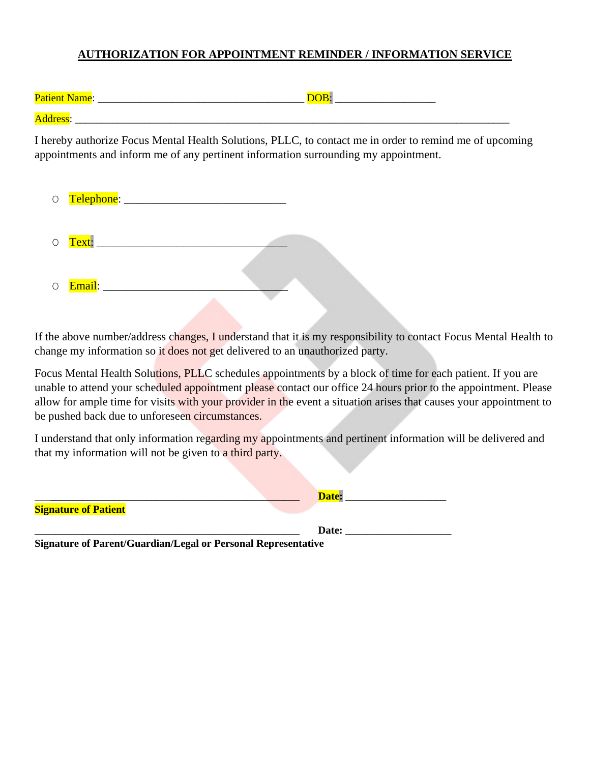**AUTHORIZATION FOR APPOINTMENT REMINDER / INFORMATION SERVICE**

Patient Name: ______________________________________ DOB: __________________

Address: ________________________________________________________________________________

I hereby authorize Focus Mental Health Solutions, PLLC, to contact me in order to remind me of upcoming appointments and inform me of any pertinent information surrounding my appointment.

- ○ Telephone: _____________________________
- ○ Text: __________________________________
- ○ Email: _________________________________

If the above number/address changes, I understand that it is my responsibility to contact Focus Mental Health to change my information so it does not get delivered to an unauthorized party.

Focus Mental Health Solutions, PLLC schedules appointments by a block of time for each patient. If you are unable to attend your scheduled appointment please contact our office 24 hours prior to the appointment. Please allow for ample time for visits with your provider in the event a situation arises that causes your appointment to be pushed back due to unforeseen circumstances.

I understand that only information regarding my appointments and pertinent information will be delivered and that my information will not be given to a third party.

________________________________________________ **Date:** __________________
**Signature of Patient**

________________________________________________ **Date:** ___________________
**Signature of Parent/Guardian/Legal or Personal Representative**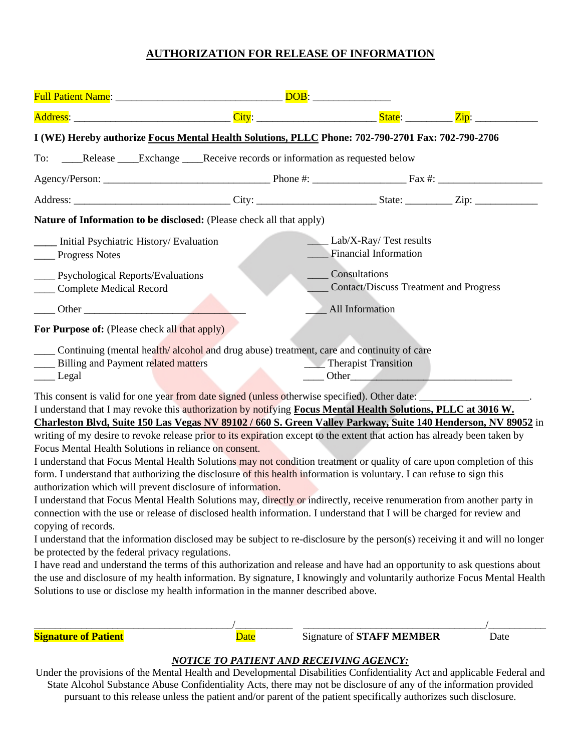# AUTHORIZATION FOR RELEASE OF INFORMATION

Full Patient Name: _______________________________ DOB: ______________

Address: _____________________________ City: ______________________ State: _________ Zip: ____________

**I (WE) Hereby authorize Focus Mental Health Solutions, PLLC Phone: 702-790-2701 Fax: 702-790-2706**

To: ____Release ____Exchange ____Receive records or information as requested below

Agency/Person: ______________________________ Phone #: _________________ Fax #: ____________________

Address: _____________________________ City: ______________________ State: _________ Zip: ____________

**Nature of Information to be disclosed:** (Please check all that apply)

____ Initial Psychiatric History/ Evaluation
____ Progress Notes
____ Psychological Reports/Evaluations
____ Complete Medical Record
____ Other ______________________________
____ Lab/X-Ray/ Test results
____ Financial Information
____ Consultations
____ Contact/Discuss Treatment and Progress
____ All Information

**For Purpose of:** (Please check all that apply)

____ Continuing (mental health/ alcohol and drug abuse) treatment, care and continuity of care
____ Billing and Payment related matters
____ Legal
____ Therapist Transition
____ Other______________________________

This consent is valid for one year from date signed (unless otherwise specified). Other date: ____________________.
I understand that I may revoke this authorization by notifying **Focus Mental Health Solutions, PLLC at 3016 W. Charleston Blvd, Suite 150 Las Vegas NV 89102 / 660 S. Green Valley Parkway, Suite 140 Henderson, NV 89052** in writing of my desire to revoke release prior to its expiration except to the extent that action has already been taken by Focus Mental Health Solutions in reliance on consent.
I understand that Focus Mental Health Solutions may not condition treatment or quality of care upon completion of this form. I understand that authorizing the disclosure of this health information is voluntary. I can refuse to sign this authorization which will prevent disclosure of information.
I understand that Focus Mental Health Solutions may, directly or indirectly, receive renumeration from another party in connection with the use or release of disclosed health information. I understand that I will be charged for review and copying of records.
I understand that the information disclosed may be subject to re-disclosure by the person(s) receiving it and will no longer be protected by the federal privacy regulations.
I have read and understand the terms of this authorization and release and have had an opportunity to ask questions about the use and disclosure of my health information. By signature, I knowingly and voluntarily authorize Focus Mental Health Solutions to use or disclose my health information in the manner described above.

______________________________________/___________ ___________________________________/___________
**Signature of Patient** Date Signature of **STAFF MEMBER** Date

***NOTICE TO PATIENT AND RECEIVING AGENCY:***

Under the provisions of the Mental Health and Developmental Disabilities Confidentiality Act and applicable Federal and State Alcohol Substance Abuse Confidentiality Acts, there may not be disclosure of any of the information provided pursuant to this release unless the patient and/or parent of the patient specifically authorizes such disclosure.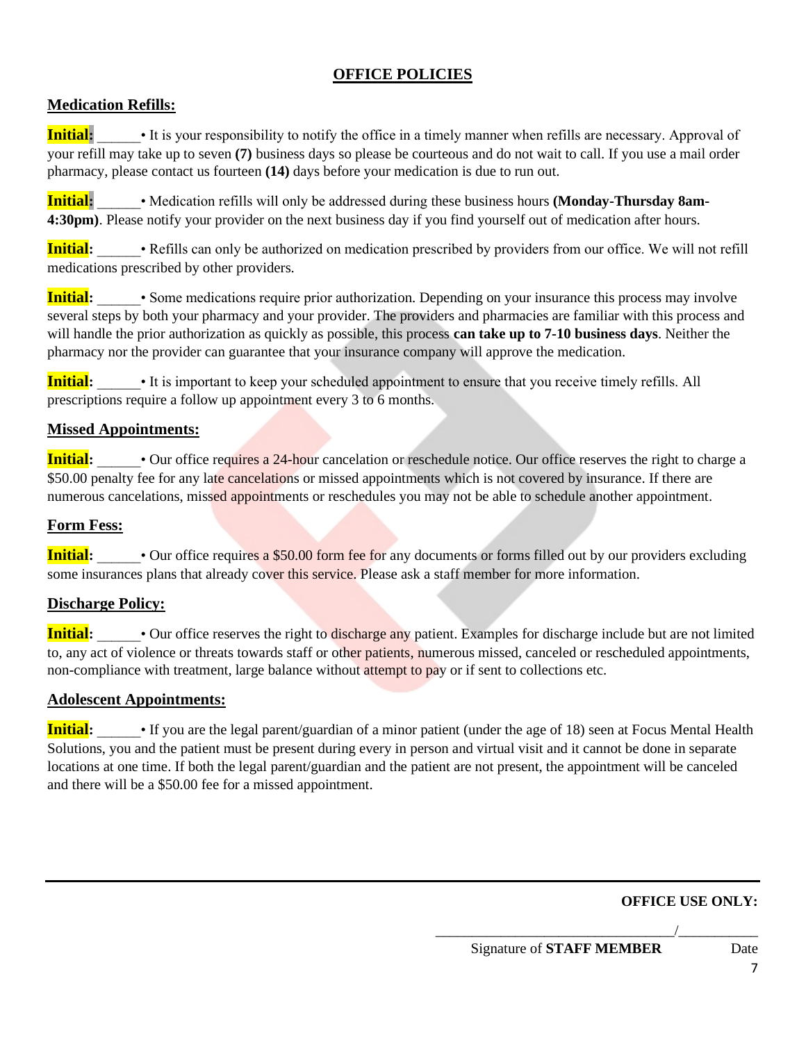# OFFICE POLICIES

## Medication Refills:

**Initial:** ______• It is your responsibility to notify the office in a timely manner when refills are necessary. Approval of your refill may take up to seven **(7)** business days so please be courteous and do not wait to call. If you use a mail order pharmacy, please contact us fourteen **(14)** days before your medication is due to run out.

**Initial:** ______• Medication refills will only be addressed during these business hours **(Monday-Thursday 8am-4:30pm)**. Please notify your provider on the next business day if you find yourself out of medication after hours.

**Initial:** ______• Refills can only be authorized on medication prescribed by providers from our office. We will not refill medications prescribed by other providers.

**Initial:** ______• Some medications require prior authorization. Depending on your insurance this process may involve several steps by both your pharmacy and your provider. The providers and pharmacies are familiar with this process and will handle the prior authorization as quickly as possible, this process **can take up to 7-10 business days**. Neither the pharmacy nor the provider can guarantee that your insurance company will approve the medication.

**Initial:** ______• It is important to keep your scheduled appointment to ensure that you receive timely refills. All prescriptions require a follow up appointment every 3 to 6 months.

## Missed Appointments:

**Initial:** ______• Our office requires a 24-hour cancelation or reschedule notice. Our office reserves the right to charge a $50.00 penalty fee for any late cancelations or missed appointments which is not covered by insurance. If there are numerous cancelations, missed appointments or reschedules you may not be able to schedule another appointment.

## Form Fess:

**Initial:** ______• Our office requires a $50.00 form fee for any documents or forms filled out by our providers excluding some insurances plans that already cover this service. Please ask a staff member for more information.

## Discharge Policy:

**Initial:** ______• Our office reserves the right to discharge any patient. Examples for discharge include but are not limited to, any act of violence or threats towards staff or other patients, numerous missed, canceled or rescheduled appointments, non-compliance with treatment, large balance without attempt to pay or if sent to collections etc.

## Adolescent Appointments:

**Initial:** ______• If you are the legal parent/guardian of a minor patient (under the age of 18) seen at Focus Mental Health Solutions, you and the patient must be present during every in person and virtual visit and it cannot be done in separate locations at one time. If both the legal parent/guardian and the patient are not present, the appointment will be canceled and there will be a $50.00 fee for a missed appointment.

---

**OFFICE USE ONLY:**

_________________________________/___________

Signature of **STAFF MEMBER** Date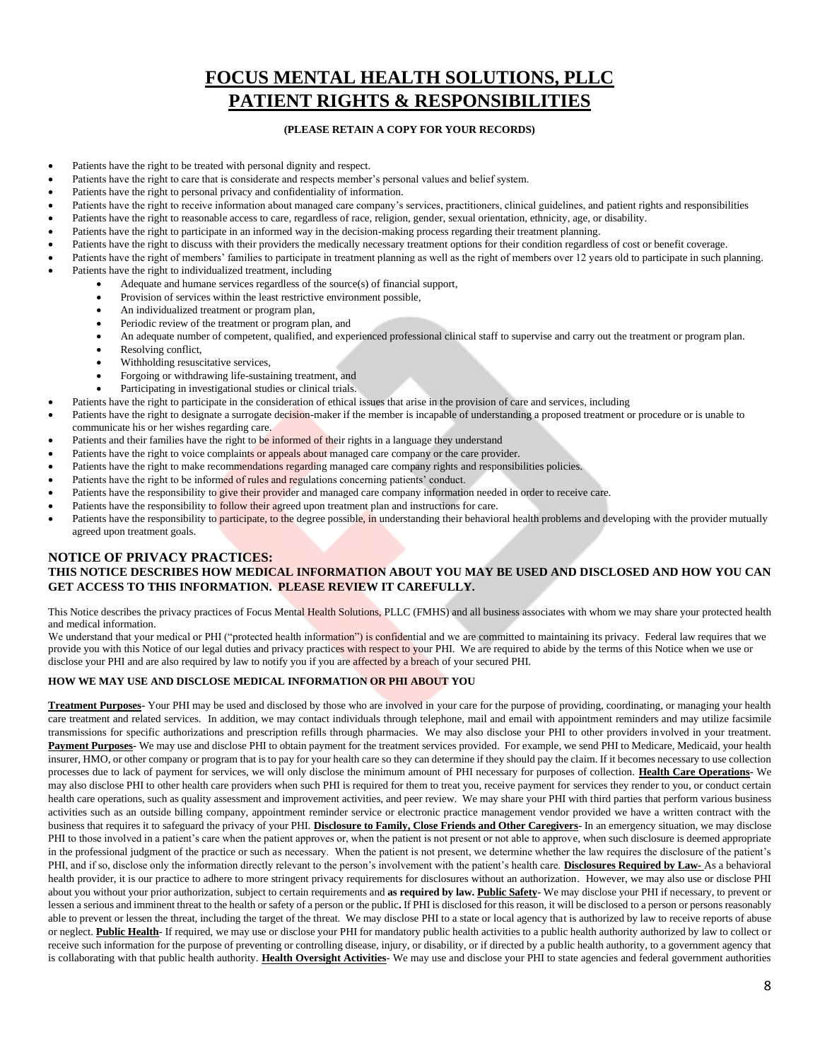# FOCUS MENTAL HEALTH SOLUTIONS, PLLC
# PATIENT RIGHTS & RESPONSIBILITIES

**(PLEASE RETAIN A COPY FOR YOUR RECORDS)**

- Patients have the right to be treated with personal dignity and respect.
- Patients have the right to care that is considerate and respects member's personal values and belief system.
- Patients have the right to personal privacy and confidentiality of information.
- Patients have the right to receive information about managed care company's services, practitioners, clinical guidelines, and patient rights and responsibilities
- Patients have the right to reasonable access to care, regardless of race, religion, gender, sexual orientation, ethnicity, age, or disability.
- Patients have the right to participate in an informed way in the decision-making process regarding their treatment planning.
- Patients have the right to discuss with their providers the medically necessary treatment options for their condition regardless of cost or benefit coverage.
- Patients have the right of members' families to participate in treatment planning as well as the right of members over 12 years old to participate in such planning.
- Patients have the right to individualized treatment, including
  - Adequate and humane services regardless of the source(s) of financial support,
  - Provision of services within the least restrictive environment possible,
  - An individualized treatment or program plan,
  - Periodic review of the treatment or program plan, and
  - An adequate number of competent, qualified, and experienced professional clinical staff to supervise and carry out the treatment or program plan.
  - Resolving conflict,
  - Withholding resuscitative services,
  - Forgoing or withdrawing life-sustaining treatment, and
  - Participating in investigational studies or clinical trials.
- Patients have the right to participate in the consideration of ethical issues that arise in the provision of care and services, including
- Patients have the right to designate a surrogate decision-maker if the member is incapable of understanding a proposed treatment or procedure or is unable to communicate his or her wishes regarding care.
- Patients and their families have the right to be informed of their rights in a language they understand
- Patients have the right to voice complaints or appeals about managed care company or the care provider.
- Patients have the right to make recommendations regarding managed care company rights and responsibilities policies.
- Patients have the right to be informed of rules and regulations concerning patients' conduct.
- Patients have the responsibility to give their provider and managed care company information needed in order to receive care.
- Patients have the responsibility to follow their agreed upon treatment plan and instructions for care.
- Patients have the responsibility to participate, to the degree possible, in understanding their behavioral health problems and developing with the provider mutually agreed upon treatment goals.

## NOTICE OF PRIVACY PRACTICES:
### THIS NOTICE DESCRIBES HOW MEDICAL INFORMATION ABOUT YOU MAY BE USED AND DISCLOSED AND HOW YOU CAN GET ACCESS TO THIS INFORMATION. PLEASE REVIEW IT CAREFULLY.

This Notice describes the privacy practices of Focus Mental Health Solutions, PLLC (FMHS) and all business associates with whom we may share your protected health and medical information.

We understand that your medical or PHI ("protected health information") is confidential and we are committed to maintaining its privacy. Federal law requires that we provide you with this Notice of our legal duties and privacy practices with respect to your PHI. We are required to abide by the terms of this Notice when we use or disclose your PHI and are also required by law to notify you if you are affected by a breach of your secured PHI.

**HOW WE MAY USE AND DISCLOSE MEDICAL INFORMATION OR PHI ABOUT YOU**

**Treatment Purposes**- Your PHI may be used and disclosed by those who are involved in your care for the purpose of providing, coordinating, or managing your health care treatment and related services. In addition, we may contact individuals through telephone, mail and email with appointment reminders and may utilize facsimile transmissions for specific authorizations and prescription refills through pharmacies. We may also disclose your PHI to other providers involved in your treatment. **Payment Purposes**- We may use and disclose PHI to obtain payment for the treatment services provided. For example, we send PHI to Medicare, Medicaid, your health insurer, HMO, or other company or program that is to pay for your health care so they can determine if they should pay the claim. If it becomes necessary to use collection processes due to lack of payment for services, we will only disclose the minimum amount of PHI necessary for purposes of collection. **Health Care Operations**- We may also disclose PHI to other health care providers when such PHI is required for them to treat you, receive payment for services they render to you, or conduct certain health care operations, such as quality assessment and improvement activities, and peer review. We may share your PHI with third parties that perform various business activities such as an outside billing company, appointment reminder service or electronic practice management vendor provided we have a written contract with the business that requires it to safeguard the privacy of your PHI. **Disclosure to Family, Close Friends and Other Caregivers**- In an emergency situation, we may disclose PHI to those involved in a patient's care when the patient approves or, when the patient is not present or not able to approve, when such disclosure is deemed appropriate in the professional judgment of the practice or such as necessary. When the patient is not present, we determine whether the law requires the disclosure of the patient's PHI, and if so, disclose only the information directly relevant to the person's involvement with the patient's health care. **Disclosures Required by Law-** As a behavioral health provider, it is our practice to adhere to more stringent privacy requirements for disclosures without an authorization. However, we may also use or disclose PHI about you without your prior authorization, subject to certain requirements and **as required by law. Public Safety**- We may disclose your PHI if necessary, to prevent or lessen a serious and imminent threat to the health or safety of a person or the public**.** If PHI is disclosed for this reason, it will be disclosed to a person or persons reasonably able to prevent or lessen the threat, including the target of the threat. We may disclose PHI to a state or local agency that is authorized by law to receive reports of abuse or neglect. **Public Health**- If required, we may use or disclose your PHI for mandatory public health activities to a public health authority authorized by law to collect or receive such information for the purpose of preventing or controlling disease, injury, or disability, or if directed by a public health authority, to a government agency that is collaborating with that public health authority. **Health Oversight Activities**- We may use and disclose your PHI to state agencies and federal government authorities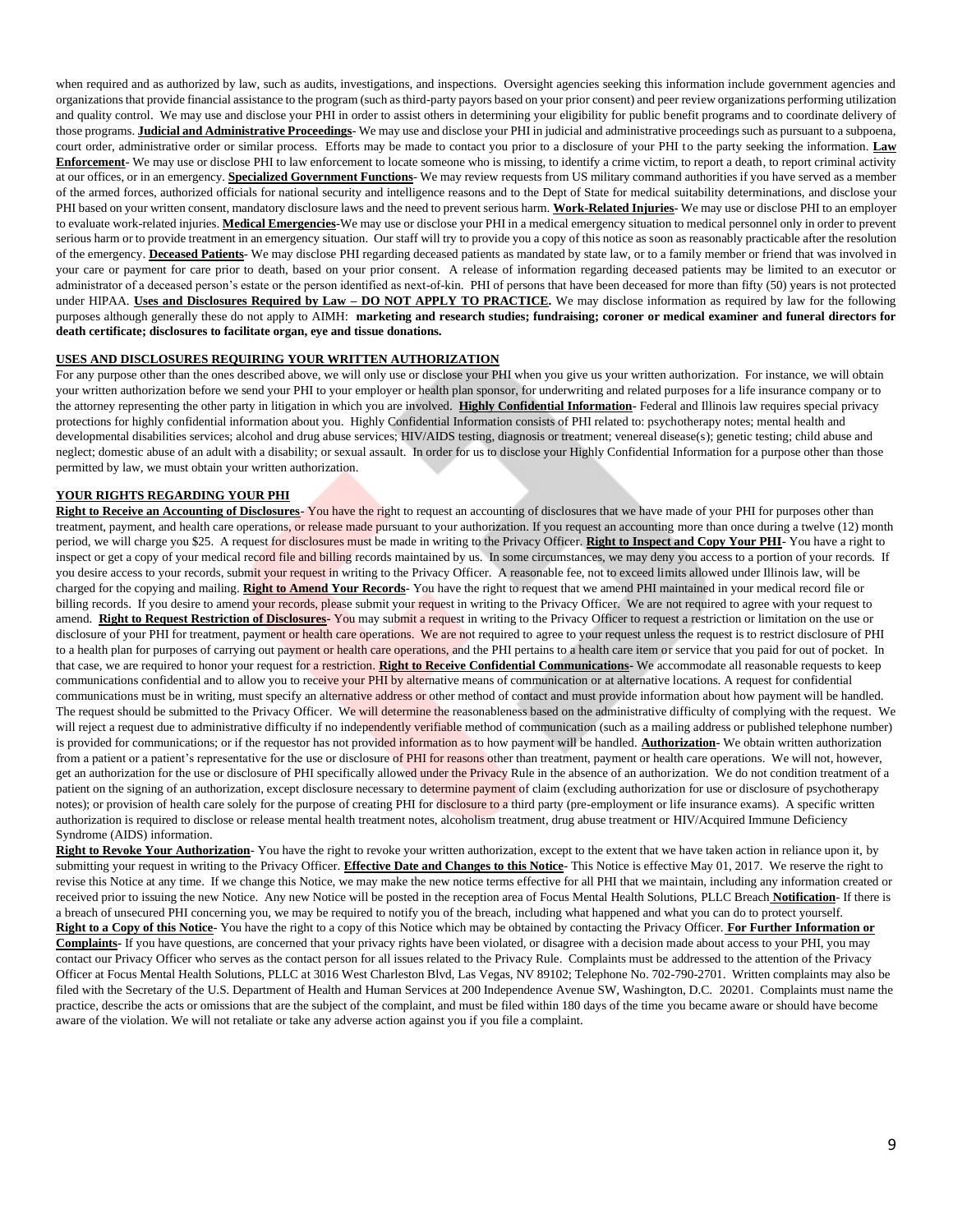when required and as authorized by law, such as audits, investigations, and inspections. Oversight agencies seeking this information include government agencies and organizations that provide financial assistance to the program (such as third-party payors based on your prior consent) and peer review organizations performing utilization and quality control. We may use and disclose your PHI in order to assist others in determining your eligibility for public benefit programs and to coordinate delivery of those programs. **Judicial and Administrative Proceedings**- We may use and disclose your PHI in judicial and administrative proceedings such as pursuant to a subpoena, court order, administrative order or similar process. Efforts may be made to contact you prior to a disclosure of your PHI to the party seeking the information. **Law Enforcement**- We may use or disclose PHI to law enforcement to locate someone who is missing, to identify a crime victim, to report a death, to report criminal activity at our offices, or in an emergency. **Specialized Government Functions**- We may review requests from US military command authorities if you have served as a member of the armed forces, authorized officials for national security and intelligence reasons and to the Dept of State for medical suitability determinations, and disclose your PHI based on your written consent, mandatory disclosure laws and the need to prevent serious harm. **Work-Related Injuries**- We may use or disclose PHI to an employer to evaluate work-related injuries. **Medical Emergencies**-We may use or disclose your PHI in a medical emergency situation to medical personnel only in order to prevent serious harm or to provide treatment in an emergency situation. Our staff will try to provide you a copy of this notice as soon as reasonably practicable after the resolution of the emergency. **Deceased Patients**- We may disclose PHI regarding deceased patients as mandated by state law, or to a family member or friend that was involved in your care or payment for care prior to death, based on your prior consent. A release of information regarding deceased patients may be limited to an executor or administrator of a deceased person's estate or the person identified as next-of-kin. PHI of persons that have been deceased for more than fifty (50) years is not protected under HIPAA. **Uses and Disclosures Required by Law – DO NOT APPLY TO PRACTICE.** We may disclose information as required by law for the following purposes although generally these do not apply to AIMH: **marketing and research studies; fundraising; coroner or medical examiner and funeral directors for death certificate; disclosures to facilitate organ, eye and tissue donations.**

**USES AND DISCLOSURES REQUIRING YOUR WRITTEN AUTHORIZATION**

For any purpose other than the ones described above, we will only use or disclose your PHI when you give us your written authorization. For instance, we will obtain your written authorization before we send your PHI to your employer or health plan sponsor, for underwriting and related purposes for a life insurance company or to the attorney representing the other party in litigation in which you are involved. **Highly Confidential Information**- Federal and Illinois law requires special privacy protections for highly confidential information about you. Highly Confidential Information consists of PHI related to: psychotherapy notes; mental health and developmental disabilities services; alcohol and drug abuse services; HIV/AIDS testing, diagnosis or treatment; venereal disease(s); genetic testing; child abuse and neglect; domestic abuse of an adult with a disability; or sexual assault. In order for us to disclose your Highly Confidential Information for a purpose other than those permitted by law, we must obtain your written authorization.

**YOUR RIGHTS REGARDING YOUR PHI**

**Right to Receive an Accounting of Disclosures**- You have the right to request an accounting of disclosures that we have made of your PHI for purposes other than treatment, payment, and health care operations, or release made pursuant to your authorization. If you request an accounting more than once during a twelve (12) month period, we will charge you $25. A request for disclosures must be made in writing to the Privacy Officer. **Right to Inspect and Copy Your PHI**- You have a right to inspect or get a copy of your medical record file and billing records maintained by us. In some circumstances, we may deny you access to a portion of your records. If you desire access to your records, submit your request in writing to the Privacy Officer. A reasonable fee, not to exceed limits allowed under Illinois law, will be charged for the copying and mailing. **Right to Amend Your Records**- You have the right to request that we amend PHI maintained in your medical record file or billing records. If you desire to amend your records, please submit your request in writing to the Privacy Officer. We are not required to agree with your request to amend. **Right to Request Restriction of Disclosures**- You may submit a request in writing to the Privacy Officer to request a restriction or limitation on the use or disclosure of your PHI for treatment, payment or health care operations. We are not required to agree to your request unless the request is to restrict disclosure of PHI to a health plan for purposes of carrying out payment or health care operations, and the PHI pertains to a health care item or service that you paid for out of pocket. In that case, we are required to honor your request for a restriction. **Right to Receive Confidential Communications**- We accommodate all reasonable requests to keep communications confidential and to allow you to receive your PHI by alternative means of communication or at alternative locations. A request for confidential communications must be in writing, must specify an alternative address or other method of contact and must provide information about how payment will be handled. The request should be submitted to the Privacy Officer. We will determine the reasonableness based on the administrative difficulty of complying with the request. We will reject a request due to administrative difficulty if no independently verifiable method of communication (such as a mailing address or published telephone number) is provided for communications; or if the requestor has not provided information as to how payment will be handled. **Authorization**- We obtain written authorization from a patient or a patient's representative for the use or disclosure of PHI for reasons other than treatment, payment or health care operations. We will not, however, get an authorization for the use or disclosure of PHI specifically allowed under the Privacy Rule in the absence of an authorization. We do not condition treatment of a patient on the signing of an authorization, except disclosure necessary to determine payment of claim (excluding authorization for use or disclosure of psychotherapy notes); or provision of health care solely for the purpose of creating PHI for disclosure to a third party (pre-employment or life insurance exams). A specific written authorization is required to disclose or release mental health treatment notes, alcoholism treatment, drug abuse treatment or HIV/Acquired Immune Deficiency Syndrome (AIDS) information.

**Right to Revoke Your Authorization**- You have the right to revoke your written authorization, except to the extent that we have taken action in reliance upon it, by submitting your request in writing to the Privacy Officer. **Effective Date and Changes to this Notice**- This Notice is effective May 01, 2017. We reserve the right to revise this Notice at any time. If we change this Notice, we may make the new notice terms effective for all PHI that we maintain, including any information created or received prior to issuing the new Notice. Any new Notice will be posted in the reception area of Focus Mental Health Solutions, PLLC Breach **Notification**- If there is a breach of unsecured PHI concerning you, we may be required to notify you of the breach, including what happened and what you can do to protect yourself.

**Right to a Copy of this Notice**- You have the right to a copy of this Notice which may be obtained by contacting the Privacy Officer. **For Further Information or Complaints**- If you have questions, are concerned that your privacy rights have been violated, or disagree with a decision made about access to your PHI, you may contact our Privacy Officer who serves as the contact person for all issues related to the Privacy Rule. Complaints must be addressed to the attention of the Privacy Officer at Focus Mental Health Solutions, PLLC at 3016 West Charleston Blvd, Las Vegas, NV 89102; Telephone No. 702-790-2701. Written complaints may also be filed with the Secretary of the U.S. Department of Health and Human Services at 200 Independence Avenue SW, Washington, D.C. 20201. Complaints must name the practice, describe the acts or omissions that are the subject of the complaint, and must be filed within 180 days of the time you became aware or should have become aware of the violation. We will not retaliate or take any adverse action against you if you file a complaint.